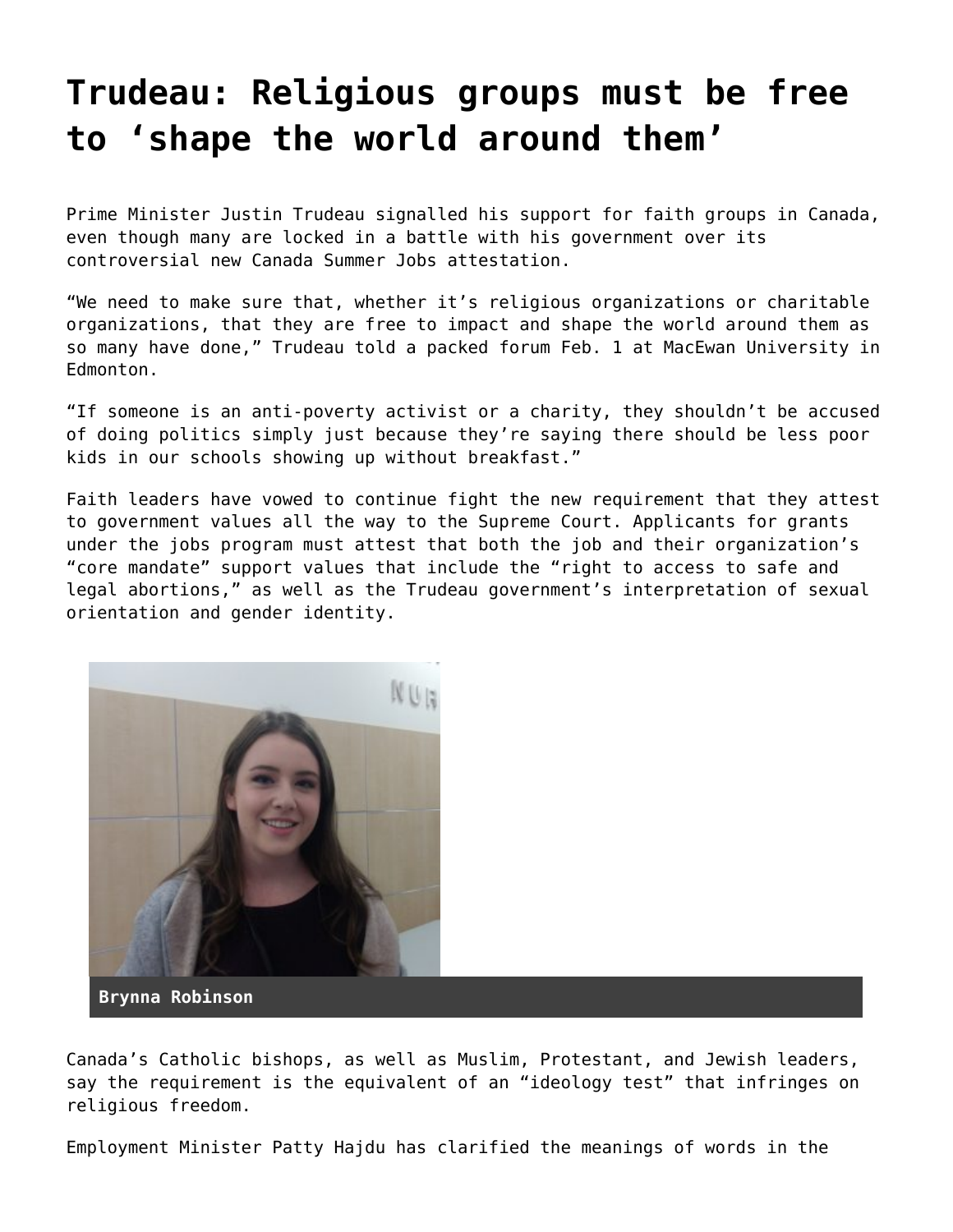# Trudeau: Religious groups must be free to 'shape the world around them'

Prime Minister Justin Trudeau signalled his support for faith groups in Canada, even though many are locked in a battle with his government over its controversial new Canada Summer Jobs attestation.

"We need to make sure that, whether it's religious organizations or charitable organizations, that they are free to impact and shape the world around them as so many have done," Trudeau told a packed forum Feb. 1 at MacEwan University in Edmonton.

"If someone is an anti-poverty activist or a charity, they shouldn't be accused of doing politics simply just because they're saying there should be less poor kids in our schools showing up without breakfast."

Faith leaders have vowed to continue fight the new requirement that they attest to government values all the way to the Supreme Court. Applicants for grants under the jobs program must attest that both the job and their organization's "core mandate" support values that include the "right to access to safe and legal abortions," as well as the Trudeau government's interpretation of sexual orientation and gender identity.

**Brynna Robinson**

Canada's Catholic bishops, as well as Muslim, Protestant, and Jewish leaders, say the requirement is the equivalent of an "ideology test" that infringes on religious freedom.

Employment Minister Patty Hajdu has clarified the meanings of words in the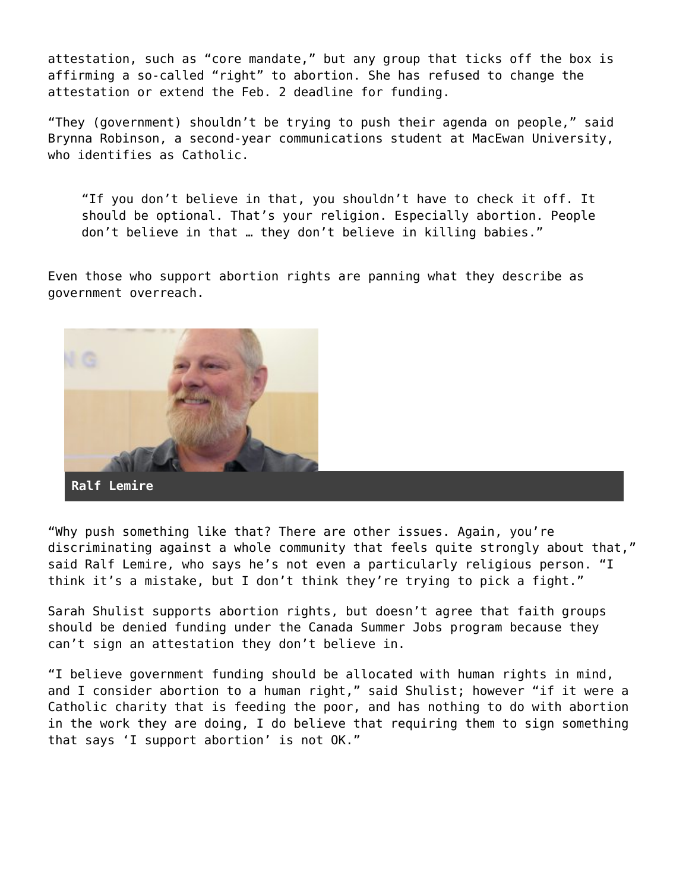attestation, such as “core mandate,” but any group that ticks off the box is affirming a so-called “right” to abortion. She has refused to change the attestation or extend the Feb. 2 deadline for funding.

“They (government) shouldn’t be trying to push their agenda on people,” said Brynna Robinson, a second-year communications student at MacEwan University, who identifies as Catholic.

> “If you don’t believe in that, you shouldn’t have to check it off. It should be optional. That’s your religion. Especially abortion. People don’t believe in that … they don’t believe in killing babies.”

Even those who support abortion rights are panning what they describe as government overreach.

**Ralf Lemire**

“Why push something like that? There are other issues. Again, you’re discriminating against a whole community that feels quite strongly about that,” said Ralf Lemire, who says he’s not even a particularly religious person. “I think it’s a mistake, but I don’t think they’re trying to pick a fight.”

Sarah Shulist supports abortion rights, but doesn’t agree that faith groups should be denied funding under the Canada Summer Jobs program because they can’t sign an attestation they don’t believe in.

“I believe government funding should be allocated with human rights in mind, and I consider abortion to a human right,” said Shulist; however “if it were a Catholic charity that is feeding the poor, and has nothing to do with abortion in the work they are doing, I do believe that requiring them to sign something that says ‘I support abortion’ is not OK.”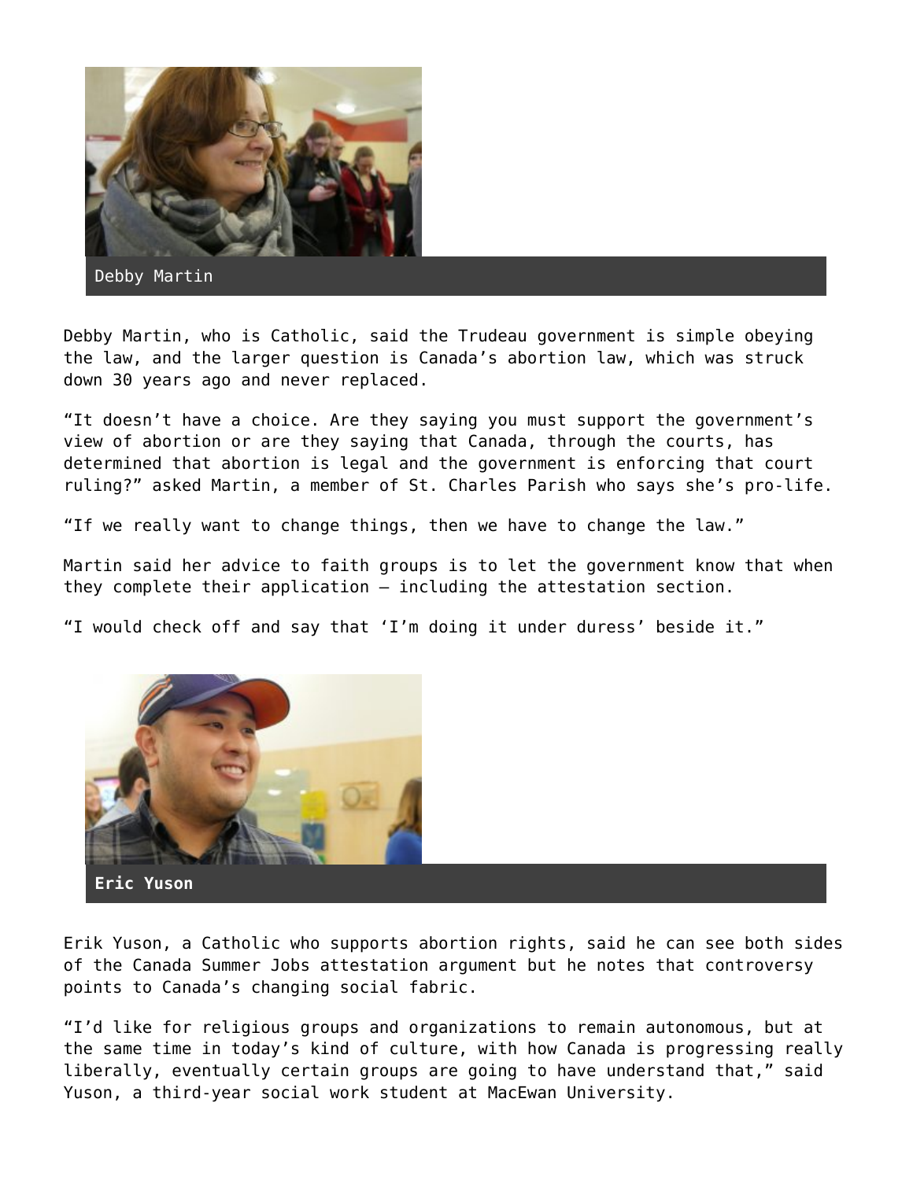Debby Martin

Debby Martin, who is Catholic, said the Trudeau government is simple obeying the law, and the larger question is Canada's abortion law, which was struck down 30 years ago and never replaced.

"It doesn't have a choice. Are they saying you must support the government's view of abortion or are they saying that Canada, through the courts, has determined that abortion is legal and the government is enforcing that court ruling?" asked Martin, a member of St. Charles Parish who says she's pro-life.

"If we really want to change things, then we have to change the law."

Martin said her advice to faith groups is to let the government know that when they complete their application — including the attestation section.

"I would check off and say that 'I'm doing it under duress' beside it."

**Eric Yuson**

Erik Yuson, a Catholic who supports abortion rights, said he can see both sides of the Canada Summer Jobs attestation argument but he notes that controversy points to Canada's changing social fabric.

"I'd like for religious groups and organizations to remain autonomous, but at the same time in today's kind of culture, with how Canada is progressing really liberally, eventually certain groups are going to have understand that," said Yuson, a third-year social work student at MacEwan University.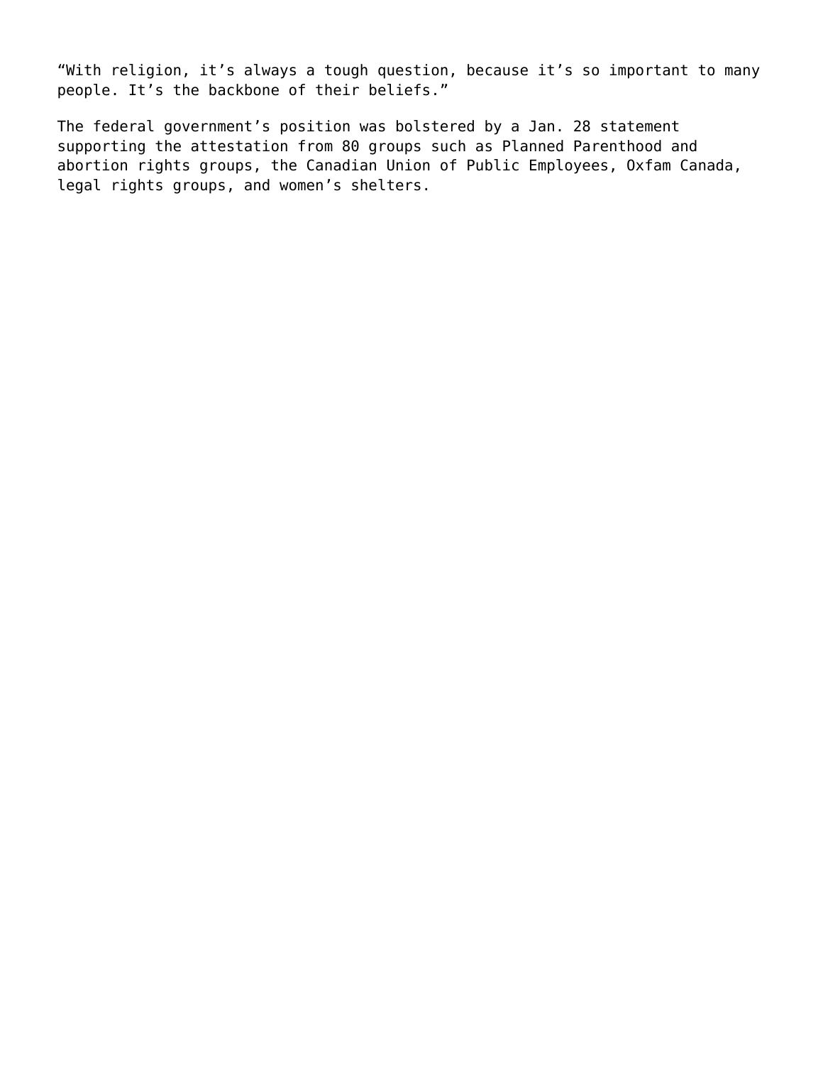“With religion, it’s always a tough question, because it’s so important to many people. It’s the backbone of their beliefs.”

The federal government’s position was bolstered by a Jan. 28 statement supporting the attestation from 80 groups such as Planned Parenthood and abortion rights groups, the Canadian Union of Public Employees, Oxfam Canada, legal rights groups, and women’s shelters.